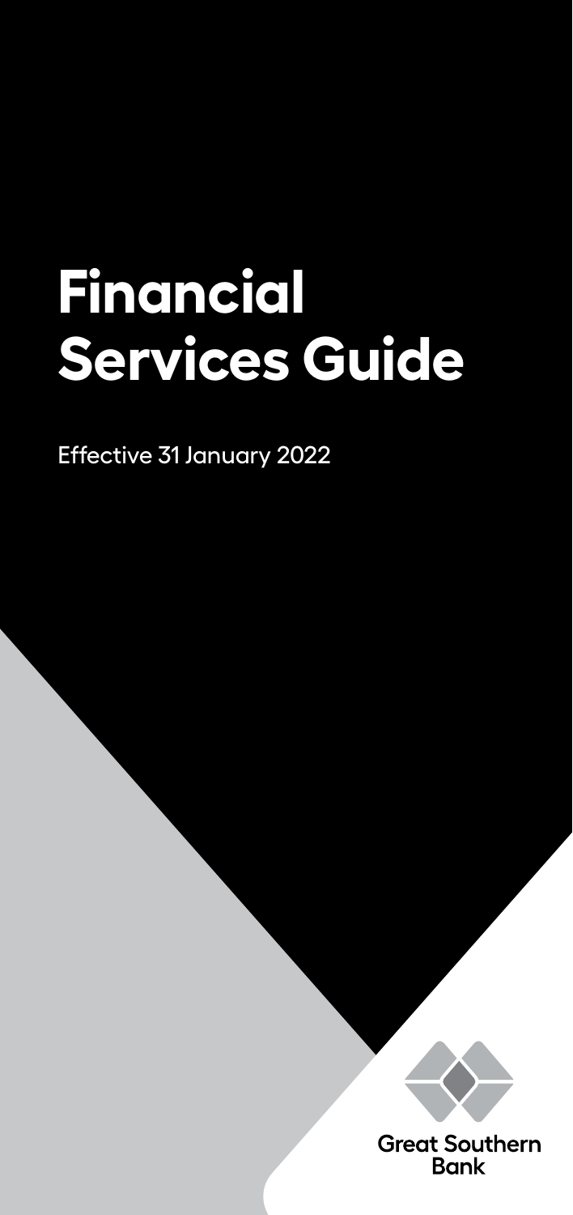# Financial Services Guide

Effective 31 January 2022

Great Southern Bank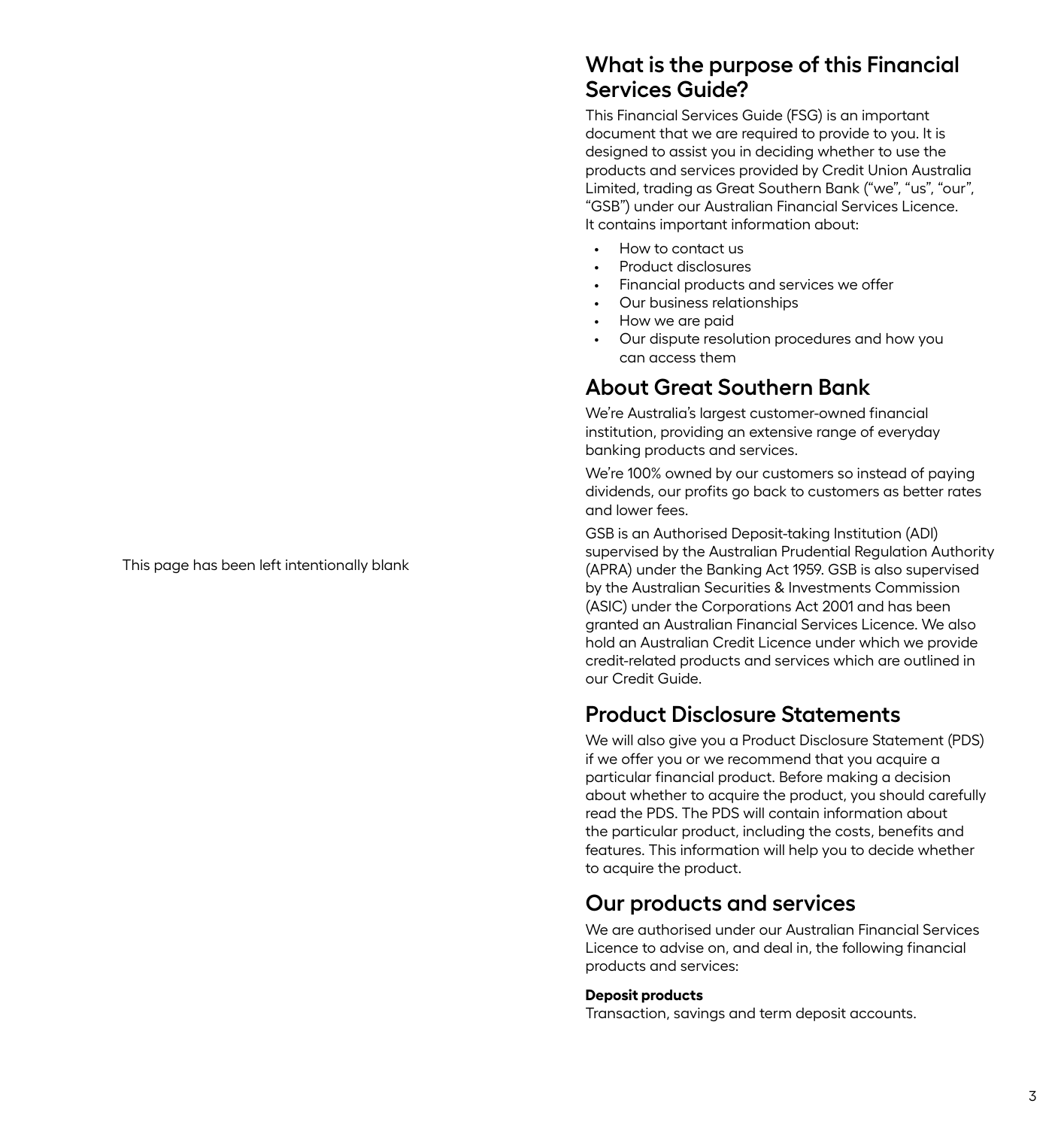This page has been left intentionally blank

## What is the purpose of this Financial Services Guide?

This Financial Services Guide (FSG) is an important document that we are required to provide to you. It is designed to assist you in deciding whether to use the products and services provided by Credit Union Australia Limited, trading as Great Southern Bank ("we", "us", "our", "GSB") under our Australian Financial Services Licence. It contains important information about:

- How to contact us
- Product disclosures
- Financial products and services we offer
- Our business relationships
- How we are paid
- Our dispute resolution procedures and how you can access them

## About Great Southern Bank

We're Australia's largest customer-owned financial institution, providing an extensive range of everyday banking products and services.

We're 100% owned by our customers so instead of paying dividends, our profits go back to customers as better rates and lower fees.

GSB is an Authorised Deposit-taking Institution (ADI) supervised by the Australian Prudential Regulation Authority (APRA) under the Banking Act 1959. GSB is also supervised by the Australian Securities & Investments Commission (ASIC) under the Corporations Act 2001 and has been granted an Australian Financial Services Licence. We also hold an Australian Credit Licence under which we provide credit-related products and services which are outlined in our Credit Guide.

## Product Disclosure Statements

We will also give you a Product Disclosure Statement (PDS) if we offer you or we recommend that you acquire a particular financial product. Before making a decision about whether to acquire the product, you should carefully read the PDS. The PDS will contain information about the particular product, including the costs, benefits and features. This information will help you to decide whether to acquire the product.

## Our products and services

We are authorised under our Australian Financial Services Licence to advise on, and deal in, the following financial products and services:

**Deposit products**
Transaction, savings and term deposit accounts.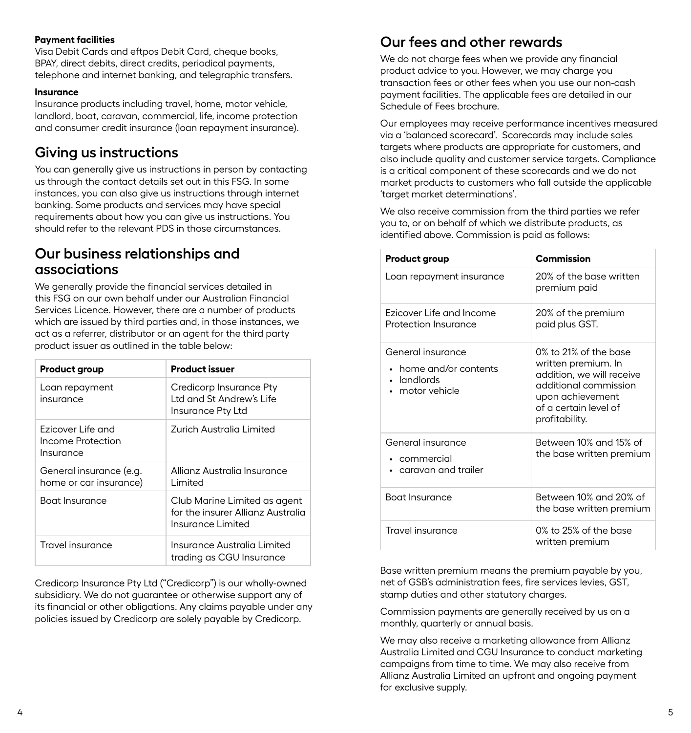**Payment facilities**
Visa Debit Cards and eftpos Debit Card, cheque books, BPAY, direct debits, direct credits, periodical payments, telephone and internet banking, and telegraphic transfers.

**Insurance**
Insurance products including travel, home, motor vehicle, landlord, boat, caravan, commercial, life, income protection and consumer credit insurance (loan repayment insurance).

## Giving us instructions

You can generally give us instructions in person by contacting us through the contact details set out in this FSG. In some instances, you can also give us instructions through internet banking. Some products and services may have special requirements about how you can give us instructions. You should refer to the relevant PDS in those circumstances.

## Our business relationships and associations

We generally provide the financial services detailed in this FSG on our own behalf under our Australian Financial Services Licence. However, there are a number of products which are issued by third parties and, in those instances, we act as a referrer, distributor or an agent for the third party product issuer as outlined in the table below:

| Product group | Product issuer |
| --- | --- |
| Loan repayment insurance | Credicorp Insurance Pty Ltd and St Andrew's Life Insurance Pty Ltd |
| Ezicover Life and Income Protection Insurance | Zurich Australia Limited |
| General insurance (e.g. home or car insurance) | Allianz Australia Insurance Limited |
| Boat Insurance | Club Marine Limited as agent for the insurer Allianz Australia Insurance Limited |
| Travel insurance | Insurance Australia Limited trading as CGU Insurance |

Credicorp Insurance Pty Ltd ("Credicorp") is our wholly-owned subsidiary. We do not guarantee or otherwise support any of its financial or other obligations. Any claims payable under any policies issued by Credicorp are solely payable by Credicorp.

## Our fees and other rewards

We do not charge fees when we provide any financial product advice to you. However, we may charge you transaction fees or other fees when you use our non-cash payment facilities. The applicable fees are detailed in our Schedule of Fees brochure.

Our employees may receive performance incentives measured via a 'balanced scorecard'. Scorecards may include sales targets where products are appropriate for customers, and also include quality and customer service targets. Compliance is a critical component of these scorecards and we do not market products to customers who fall outside the applicable 'target market determinations'.

We also receive commission from the third parties we refer you to, or on behalf of which we distribute products, as identified above. Commission is paid as follows:

| Product group | Commission |
| --- | --- |
| Loan repayment insurance | 20% of the base written premium paid |
| Ezicover Life and Income Protection Insurance | 20% of the premium paid plus GST. |
| General insurance<br>• home and/or contents<br>• landlords<br>• motor vehicle | 0% to 21% of the base written premium. In addition, we will receive additional commission upon achievement of a certain level of profitability. |
| General insurance<br>• commercial<br>• caravan and trailer | Between 10% and 15% of the base written premium |
| Boat Insurance | Between 10% and 20% of the base written premium |
| Travel insurance | 0% to 25% of the base written premium |

Base written premium means the premium payable by you, net of GSB's administration fees, fire services levies, GST, stamp duties and other statutory charges.

Commission payments are generally received by us on a monthly, quarterly or annual basis.

We may also receive a marketing allowance from Allianz Australia Limited and CGU Insurance to conduct marketing campaigns from time to time. We may also receive from Allianz Australia Limited an upfront and ongoing payment for exclusive supply.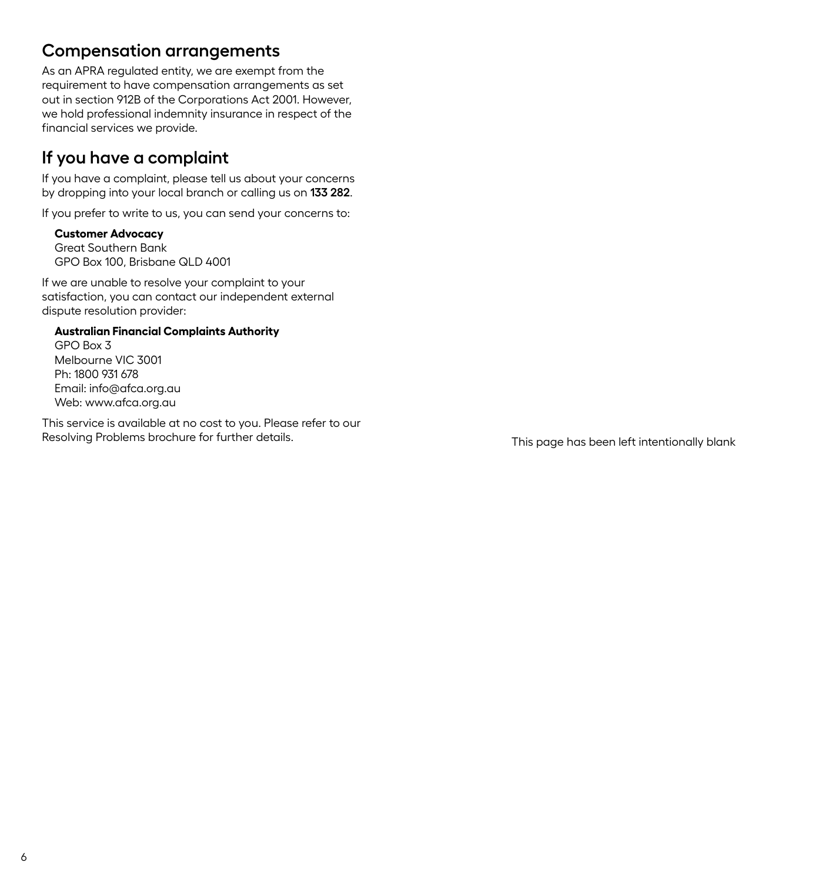## Compensation arrangements

As an APRA regulated entity, we are exempt from the requirement to have compensation arrangements as set out in section 912B of the Corporations Act 2001. However, we hold professional indemnity insurance in respect of the financial services we provide.

## If you have a complaint

If you have a complaint, please tell us about your concerns by dropping into your local branch or calling us on **133 282**.

If you prefer to write to us, you can send your concerns to:

**Customer Advocacy**
Great Southern Bank
GPO Box 100, Brisbane QLD 4001

If we are unable to resolve your complaint to your satisfaction, you can contact our independent external dispute resolution provider:

**Australian Financial Complaints Authority**
GPO Box 3
Melbourne VIC 3001
Ph: 1800 931 678
Email: info@afca.org.au
Web: www.afca.org.au

This service is available at no cost to you. Please refer to our Resolving Problems brochure for further details.

This page has been left intentionally blank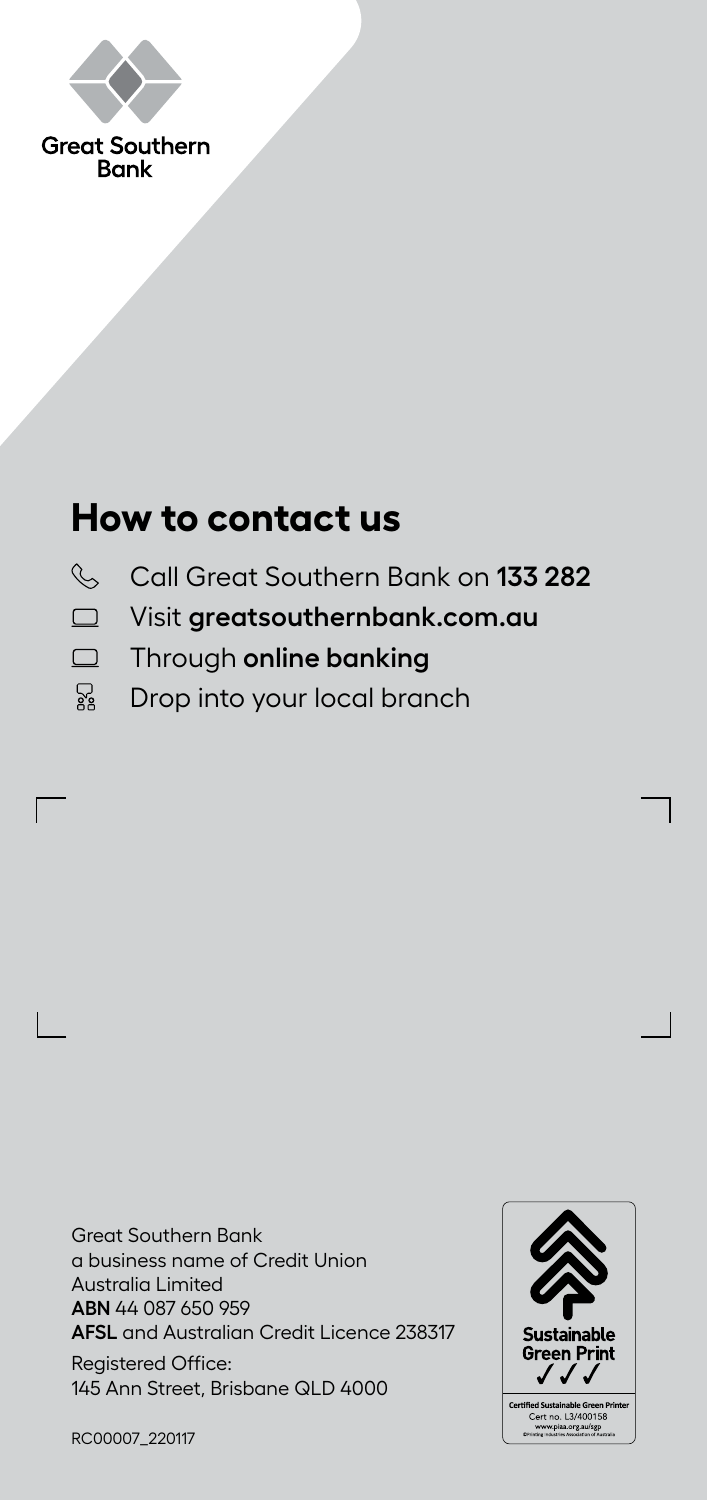Great Southern Bank

## How to contact us

- Call Great Southern Bank on **133 282**
- Visit **greatsouthernbank.com.au**
- Through **online banking**
- Drop into your local branch

Great Southern Bank
a business name of Credit Union Australia Limited
**ABN** 44 087 650 959
**AFSL** and Australian Credit Licence 238317

Registered Office:
145 Ann Street, Brisbane QLD 4000

Sustainable Green Print

Certified Sustainable Green Printer
Cert no. L3/400158
www.piaa.org.au/sgp
©Printing Industries Association of Australia

RC00007_220117